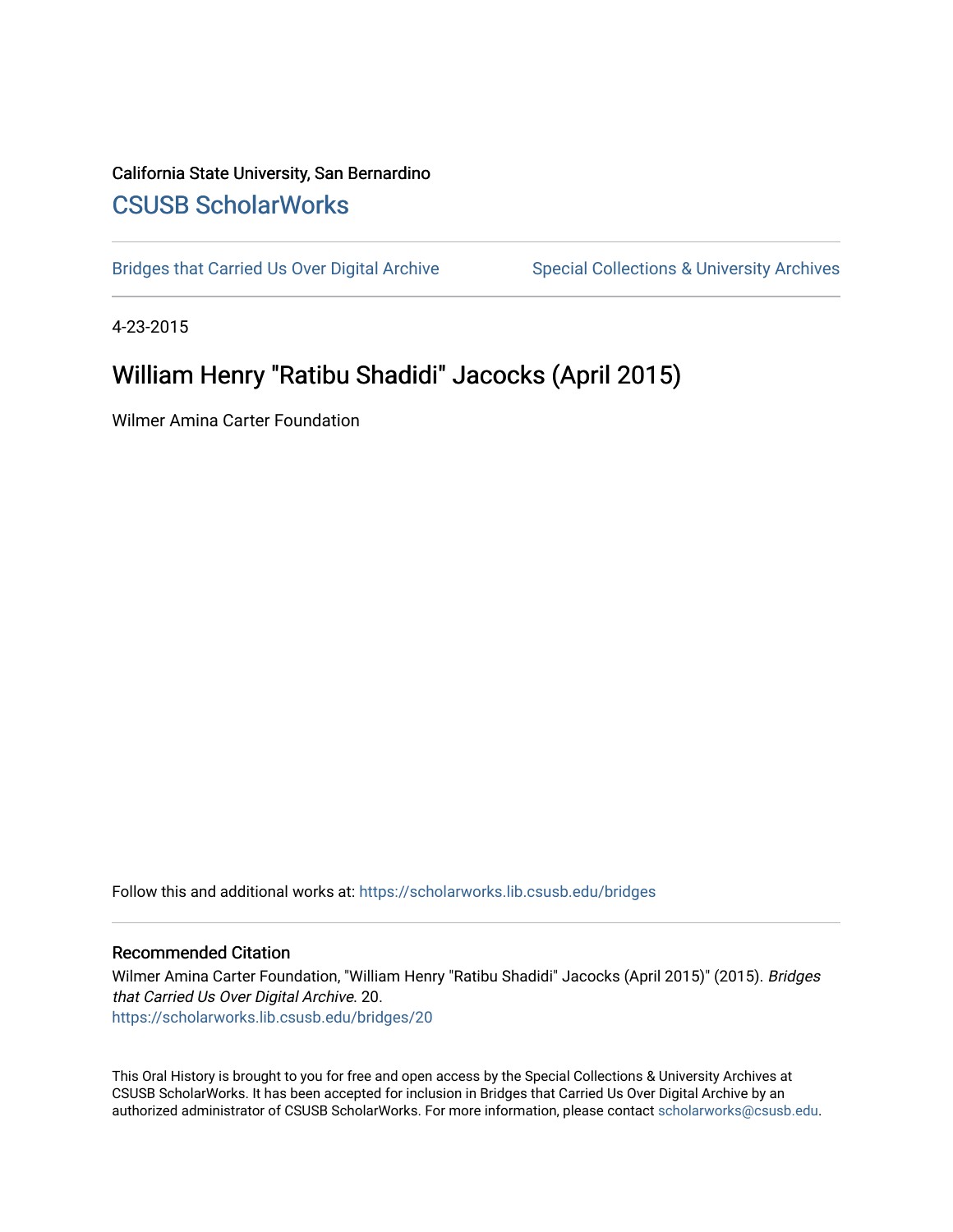California State University, San Bernardino

# CSUSB ScholarWorks

Bridges that Carried Us Over Digital Archive | Special Collections & University Archives

4-23-2015

## William Henry "Ratibu Shadidi" Jacocks (April 2015)

Wilmer Amina Carter Foundation

Follow this and additional works at: https://scholarworks.lib.csusb.edu/bridges

### Recommended Citation

Wilmer Amina Carter Foundation, "William Henry "Ratibu Shadidi" Jacocks (April 2015)" (2015). *Bridges that Carried Us Over Digital Archive*. 20.
https://scholarworks.lib.csusb.edu/bridges/20

This Oral History is brought to you for free and open access by the Special Collections & University Archives at CSUSB ScholarWorks. It has been accepted for inclusion in Bridges that Carried Us Over Digital Archive by an authorized administrator of CSUSB ScholarWorks. For more information, please contact scholarworks@csusb.edu.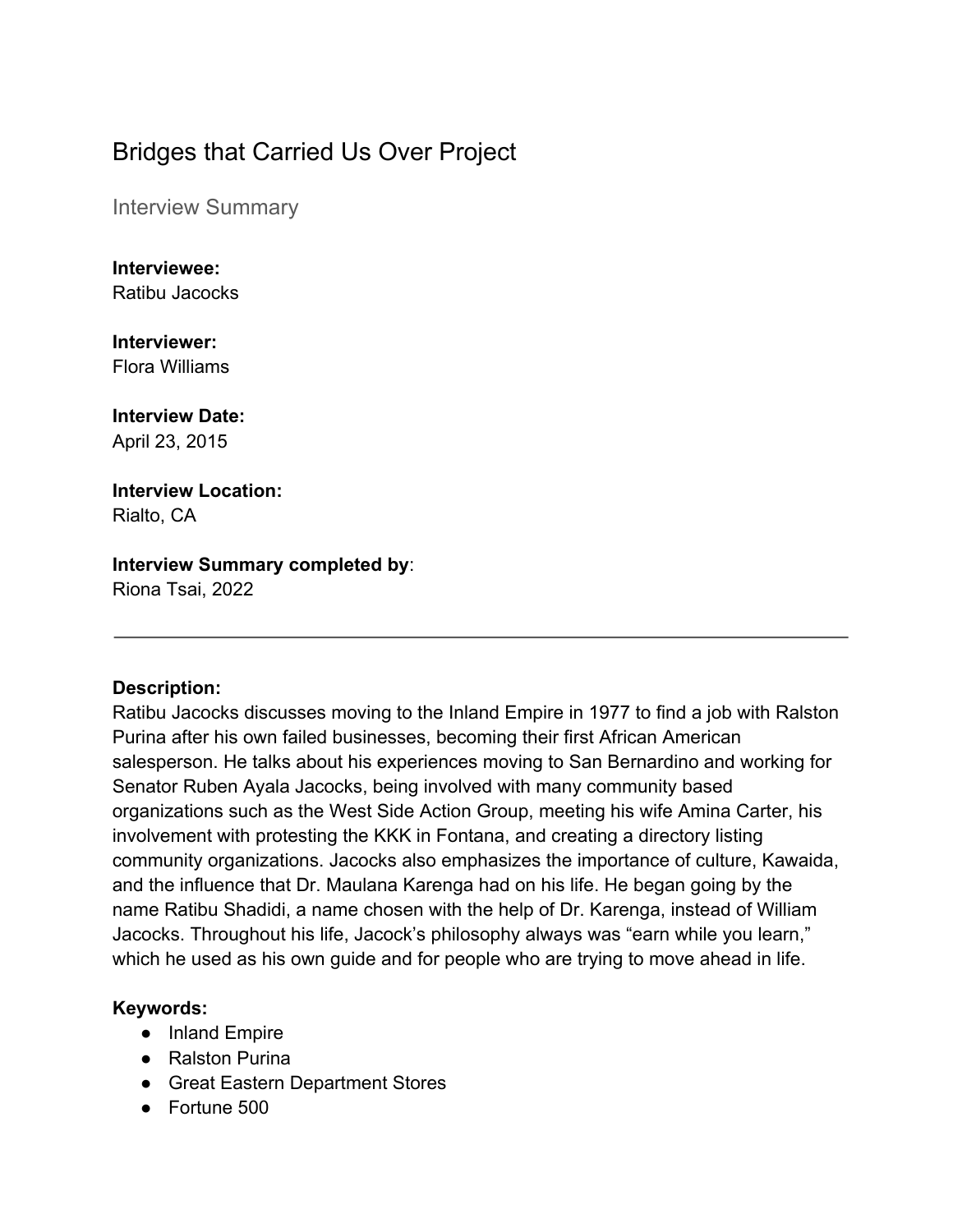# Bridges that Carried Us Over Project

## Interview Summary

**Interviewee:**
Ratibu Jacocks

**Interviewer:**
Flora Williams

**Interview Date:**
April 23, 2015

**Interview Location:**
Rialto, CA

**Interview Summary completed by**:
Riona Tsai, 2022

---

**Description:**
Ratibu Jacocks discusses moving to the Inland Empire in 1977 to find a job with Ralston Purina after his own failed businesses, becoming their first African American salesperson. He talks about his experiences moving to San Bernardino and working for Senator Ruben Ayala Jacocks, being involved with many community based organizations such as the West Side Action Group, meeting his wife Amina Carter, his involvement with protesting the KKK in Fontana, and creating a directory listing community organizations. Jacocks also emphasizes the importance of culture, Kawaida, and the influence that Dr. Maulana Karenga had on his life. He began going by the name Ratibu Shadidi, a name chosen with the help of Dr. Karenga, instead of William Jacocks. Throughout his life, Jacock's philosophy always was "earn while you learn," which he used as his own guide and for people who are trying to move ahead in life.

**Keywords:**
- Inland Empire
- Ralston Purina
- Great Eastern Department Stores
- Fortune 500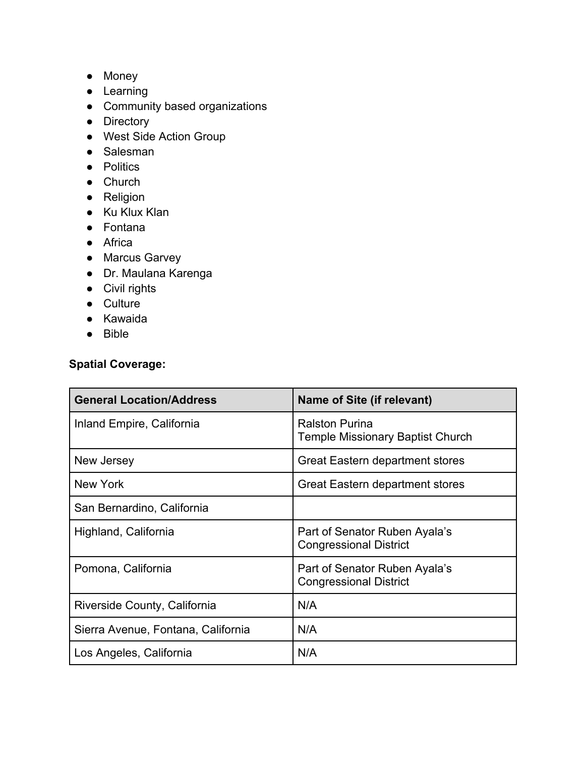- Money
- Learning
- Community based organizations
- Directory
- West Side Action Group
- Salesman
- Politics
- Church
- Religion
- Ku Klux Klan
- Fontana
- Africa
- Marcus Garvey
- Dr. Maulana Karenga
- Civil rights
- Culture
- Kawaida
- Bible

**Spatial Coverage:**

| General Location/Address | Name of Site (if relevant) |
|---|---|
| Inland Empire, California | Ralston Purina<br>Temple Missionary Baptist Church |
| New Jersey | Great Eastern department stores |
| New York | Great Eastern department stores |
| San Bernardino, California | |
| Highland, California | Part of Senator Ruben Ayala's Congressional District |
| Pomona, California | Part of Senator Ruben Ayala's Congressional District |
| Riverside County, California | N/A |
| Sierra Avenue, Fontana, California | N/A |
| Los Angeles, California | N/A |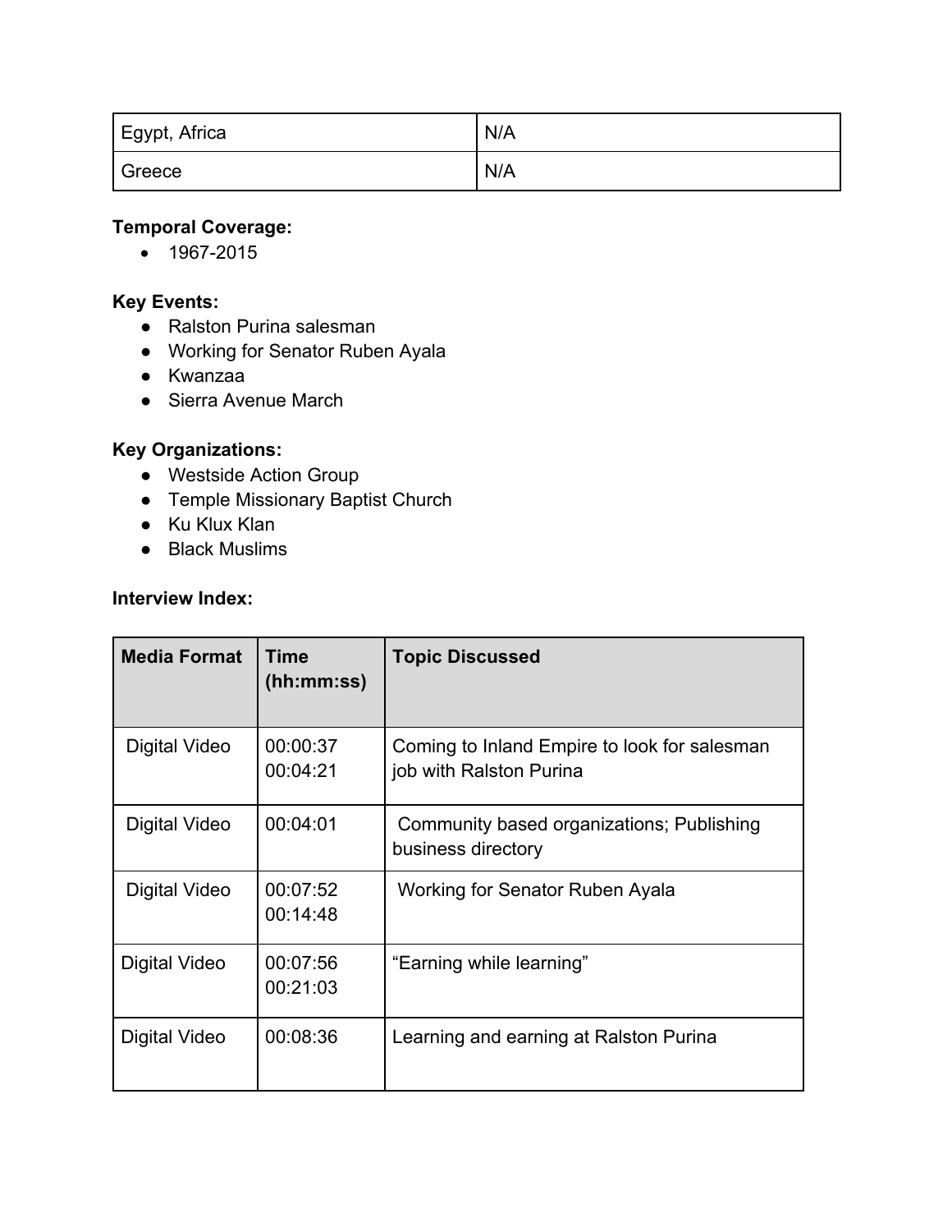| Egypt, Africa | N/A |
| --- | --- |
| Greece | N/A |

**Temporal Coverage:**
- 1967-2015

**Key Events:**
- Ralston Purina salesman
- Working for Senator Ruben Ayala
- Kwanzaa
- Sierra Avenue March

**Key Organizations:**
- Westside Action Group
- Temple Missionary Baptist Church
- Ku Klux Klan
- Black Muslims

**Interview Index:**

| Media Format | Time (hh:mm:ss) | Topic Discussed |
| --- | --- | --- |
| Digital Video | 00:00:37<br>00:04:21 | Coming to Inland Empire to look for salesman job with Ralston Purina |
| Digital Video | 00:04:01 | Community based organizations; Publishing business directory |
| Digital Video | 00:07:52<br>00:14:48 | Working for Senator Ruben Ayala |
| Digital Video | 00:07:56<br>00:21:03 | "Earning while learning" |
| Digital Video | 00:08:36 | Learning and earning at Ralston Purina |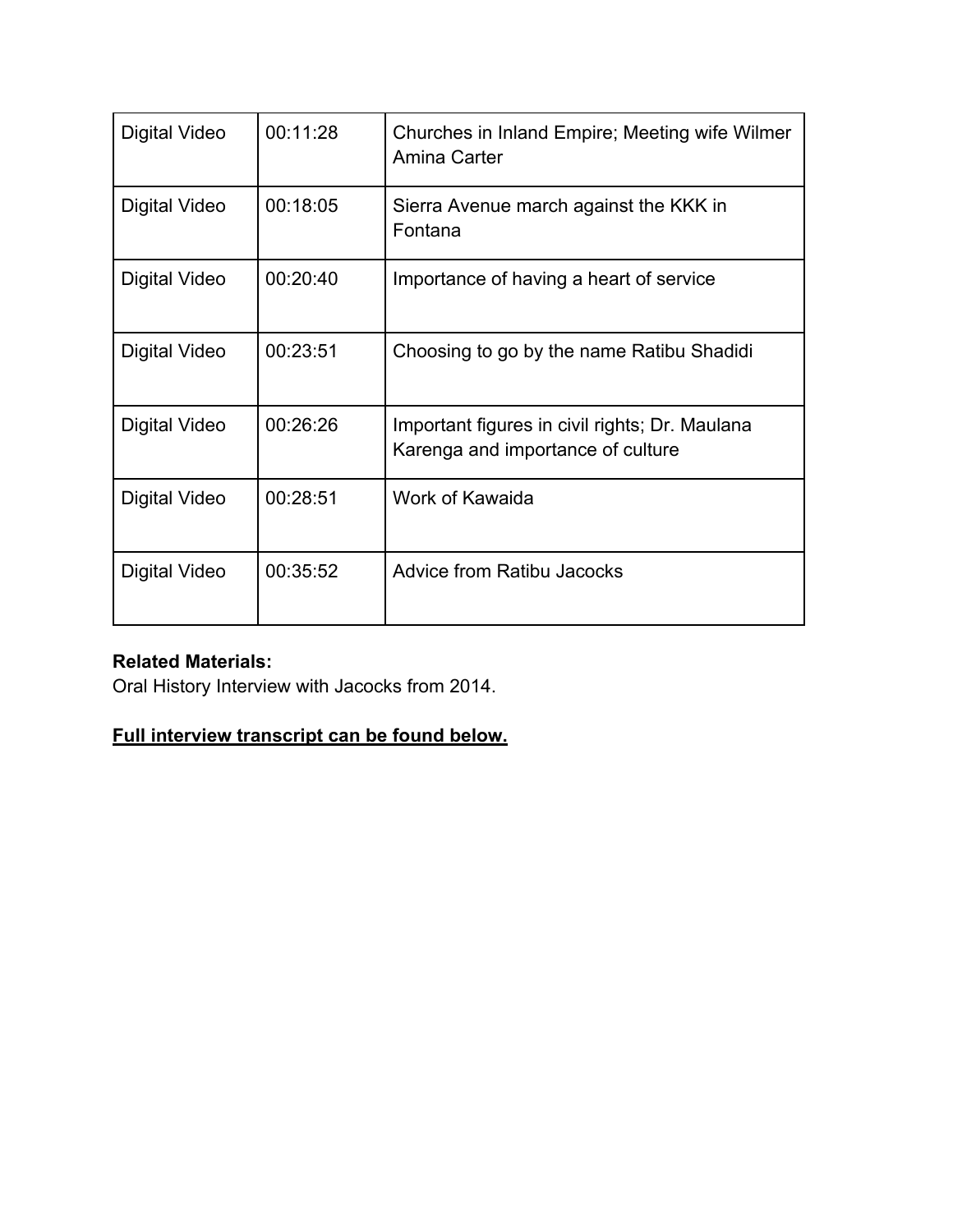| | | |
|---|---|---|
| Digital Video | 00:11:28 | Churches in Inland Empire; Meeting wife Wilmer Amina Carter |
| Digital Video | 00:18:05 | Sierra Avenue march against the KKK in Fontana |
| Digital Video | 00:20:40 | Importance of having a heart of service |
| Digital Video | 00:23:51 | Choosing to go by the name Ratibu Shadidi |
| Digital Video | 00:26:26 | Important figures in civil rights; Dr. Maulana Karenga and importance of culture |
| Digital Video | 00:28:51 | Work of Kawaida |
| Digital Video | 00:35:52 | Advice from Ratibu Jacocks |

**Related Materials:**
Oral History Interview with Jacocks from 2014.

**<u>Full interview transcript can be found below.</u>**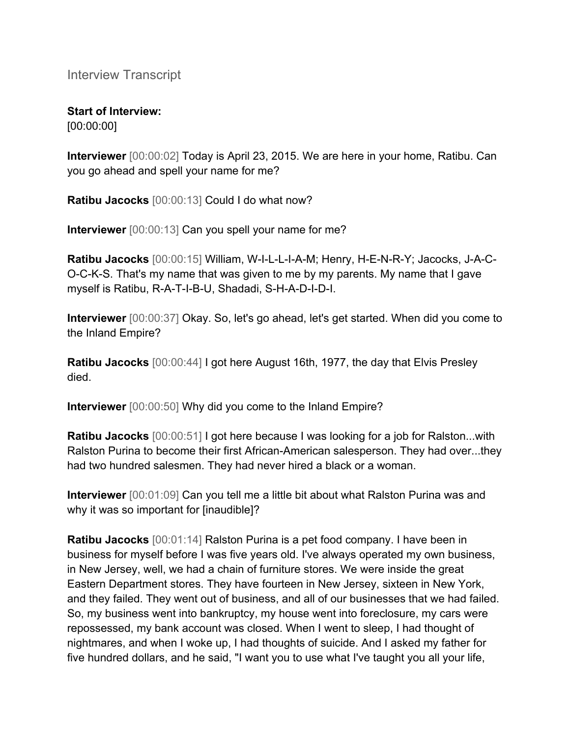Interview Transcript

**Start of Interview:**
[00:00:00]

**Interviewer** [00:00:02] Today is April 23, 2015. We are here in your home, Ratibu. Can you go ahead and spell your name for me?

**Ratibu Jacocks** [00:00:13] Could I do what now?

**Interviewer** [00:00:13] Can you spell your name for me?

**Ratibu Jacocks** [00:00:15] William, W-I-L-L-I-A-M; Henry, H-E-N-R-Y; Jacocks, J-A-C-O-C-K-S. That's my name that was given to me by my parents. My name that I gave myself is Ratibu, R-A-T-I-B-U, Shadadi, S-H-A-D-I-D-I.

**Interviewer** [00:00:37] Okay. So, let's go ahead, let's get started. When did you come to the Inland Empire?

**Ratibu Jacocks** [00:00:44] I got here August 16th, 1977, the day that Elvis Presley died.

**Interviewer** [00:00:50] Why did you come to the Inland Empire?

**Ratibu Jacocks** [00:00:51] I got here because I was looking for a job for Ralston...with Ralston Purina to become their first African-American salesperson. They had over...they had two hundred salesmen. They had never hired a black or a woman.

**Interviewer** [00:01:09] Can you tell me a little bit about what Ralston Purina was and why it was so important for [inaudible]?

**Ratibu Jacocks** [00:01:14] Ralston Purina is a pet food company. I have been in business for myself before I was five years old. I've always operated my own business, in New Jersey, well, we had a chain of furniture stores. We were inside the great Eastern Department stores. They have fourteen in New Jersey, sixteen in New York, and they failed. They went out of business, and all of our businesses that we had failed. So, my business went into bankruptcy, my house went into foreclosure, my cars were repossessed, my bank account was closed. When I went to sleep, I had thought of nightmares, and when I woke up, I had thoughts of suicide. And I asked my father for five hundred dollars, and he said, "I want you to use what I've taught you all your life,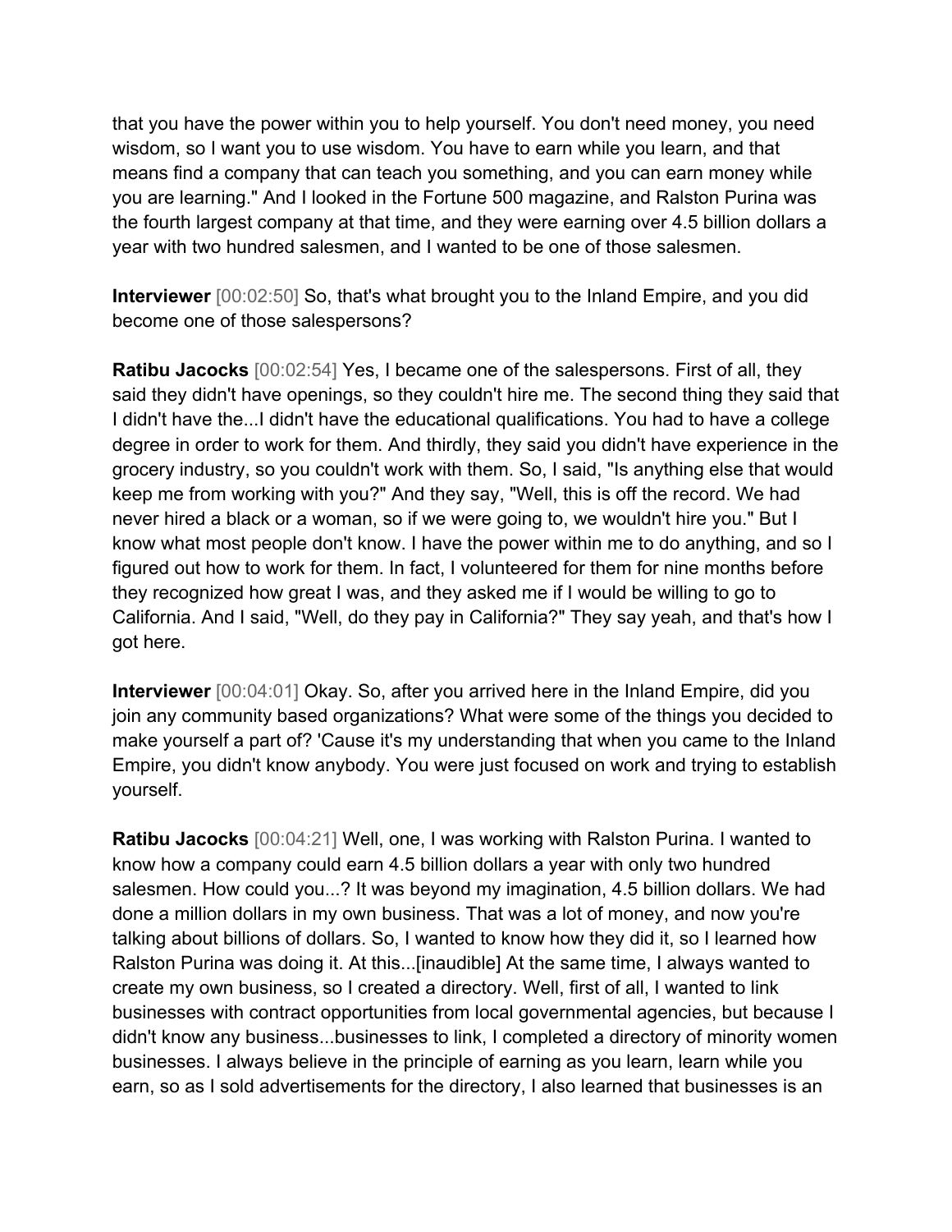that you have the power within you to help yourself. You don't need money, you need wisdom, so I want you to use wisdom. You have to earn while you learn, and that means find a company that can teach you something, and you can earn money while you are learning." And I looked in the Fortune 500 magazine, and Ralston Purina was the fourth largest company at that time, and they were earning over 4.5 billion dollars a year with two hundred salesmen, and I wanted to be one of those salesmen.

**Interviewer** [00:02:50] So, that's what brought you to the Inland Empire, and you did become one of those salespersons?

**Ratibu Jacocks** [00:02:54] Yes, I became one of the salespersons. First of all, they said they didn't have openings, so they couldn't hire me. The second thing they said that I didn't have the...I didn't have the educational qualifications. You had to have a college degree in order to work for them. And thirdly, they said you didn't have experience in the grocery industry, so you couldn't work with them. So, I said, "Is anything else that would keep me from working with you?" And they say, "Well, this is off the record. We had never hired a black or a woman, so if we were going to, we wouldn't hire you." But I know what most people don't know. I have the power within me to do anything, and so I figured out how to work for them. In fact, I volunteered for them for nine months before they recognized how great I was, and they asked me if I would be willing to go to California. And I said, "Well, do they pay in California?" They say yeah, and that's how I got here.

**Interviewer** [00:04:01] Okay. So, after you arrived here in the Inland Empire, did you join any community based organizations? What were some of the things you decided to make yourself a part of? 'Cause it's my understanding that when you came to the Inland Empire, you didn't know anybody. You were just focused on work and trying to establish yourself.

**Ratibu Jacocks** [00:04:21] Well, one, I was working with Ralston Purina. I wanted to know how a company could earn 4.5 billion dollars a year with only two hundred salesmen. How could you...? It was beyond my imagination, 4.5 billion dollars. We had done a million dollars in my own business. That was a lot of money, and now you're talking about billions of dollars. So, I wanted to know how they did it, so I learned how Ralston Purina was doing it. At this...[inaudible] At the same time, I always wanted to create my own business, so I created a directory. Well, first of all, I wanted to link businesses with contract opportunities from local governmental agencies, but because I didn't know any business...businesses to link, I completed a directory of minority women businesses. I always believe in the principle of earning as you learn, learn while you earn, so as I sold advertisements for the directory, I also learned that businesses is an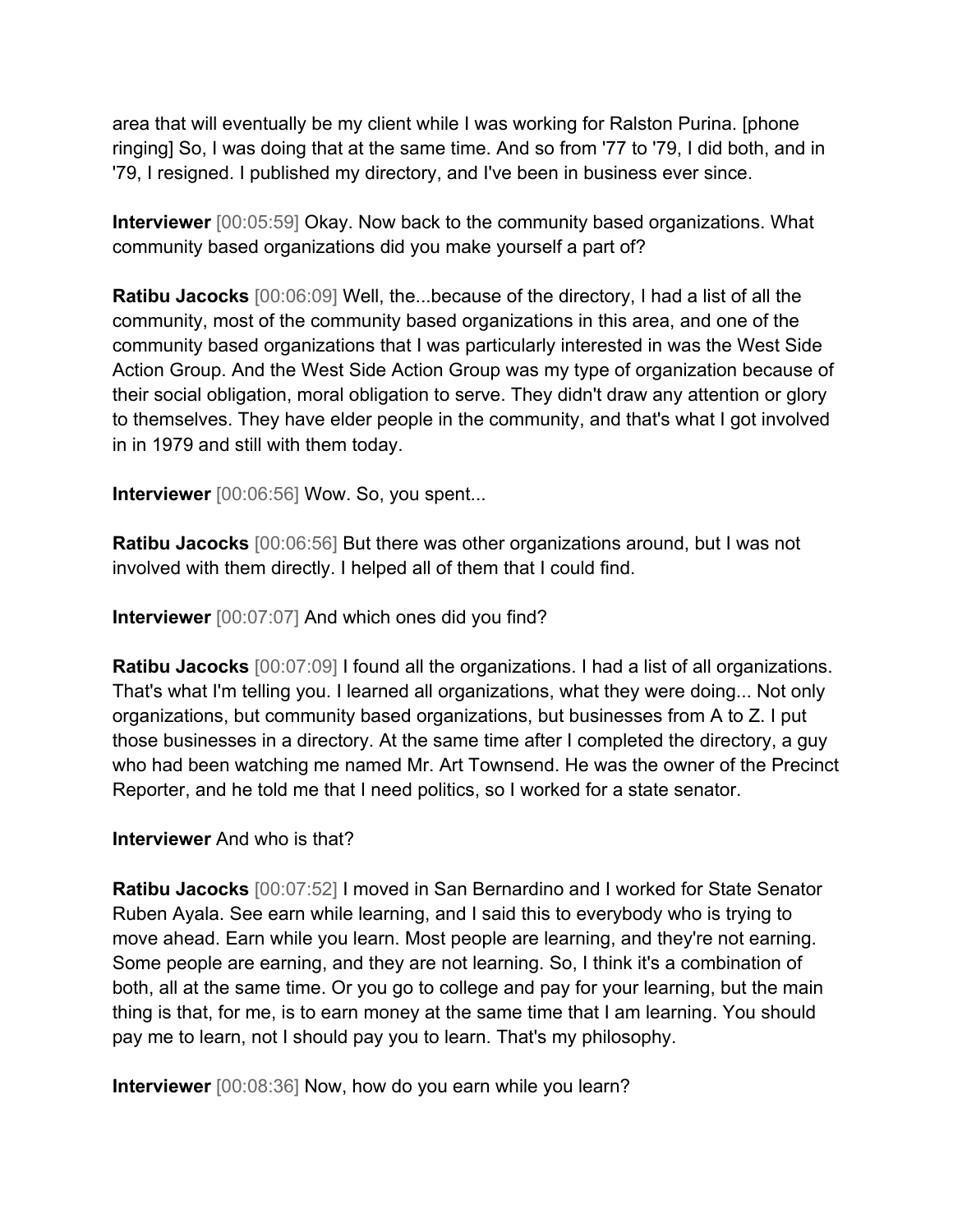area that will eventually be my client while I was working for Ralston Purina. [phone ringing] So, I was doing that at the same time. And so from '77 to '79, I did both, and in '79, I resigned. I published my directory, and I've been in business ever since.

**Interviewer** [00:05:59] Okay. Now back to the community based organizations. What community based organizations did you make yourself a part of?

**Ratibu Jacocks** [00:06:09] Well, the...because of the directory, I had a list of all the community, most of the community based organizations in this area, and one of the community based organizations that I was particularly interested in was the West Side Action Group. And the West Side Action Group was my type of organization because of their social obligation, moral obligation to serve. They didn't draw any attention or glory to themselves. They have elder people in the community, and that's what I got involved in in 1979 and still with them today.

**Interviewer** [00:06:56] Wow. So, you spent...

**Ratibu Jacocks** [00:06:56] But there was other organizations around, but I was not involved with them directly. I helped all of them that I could find.

**Interviewer** [00:07:07] And which ones did you find?

**Ratibu Jacocks** [00:07:09] I found all the organizations. I had a list of all organizations. That's what I'm telling you. I learned all organizations, what they were doing... Not only organizations, but community based organizations, but businesses from A to Z. I put those businesses in a directory. At the same time after I completed the directory, a guy who had been watching me named Mr. Art Townsend. He was the owner of the Precinct Reporter, and he told me that I need politics, so I worked for a state senator.

**Interviewer** And who is that?

**Ratibu Jacocks** [00:07:52] I moved in San Bernardino and I worked for State Senator Ruben Ayala. See earn while learning, and I said this to everybody who is trying to move ahead. Earn while you learn. Most people are learning, and they're not earning. Some people are earning, and they are not learning. So, I think it's a combination of both, all at the same time. Or you go to college and pay for your learning, but the main thing is that, for me, is to earn money at the same time that I am learning. You should pay me to learn, not I should pay you to learn. That's my philosophy.

**Interviewer** [00:08:36] Now, how do you earn while you learn?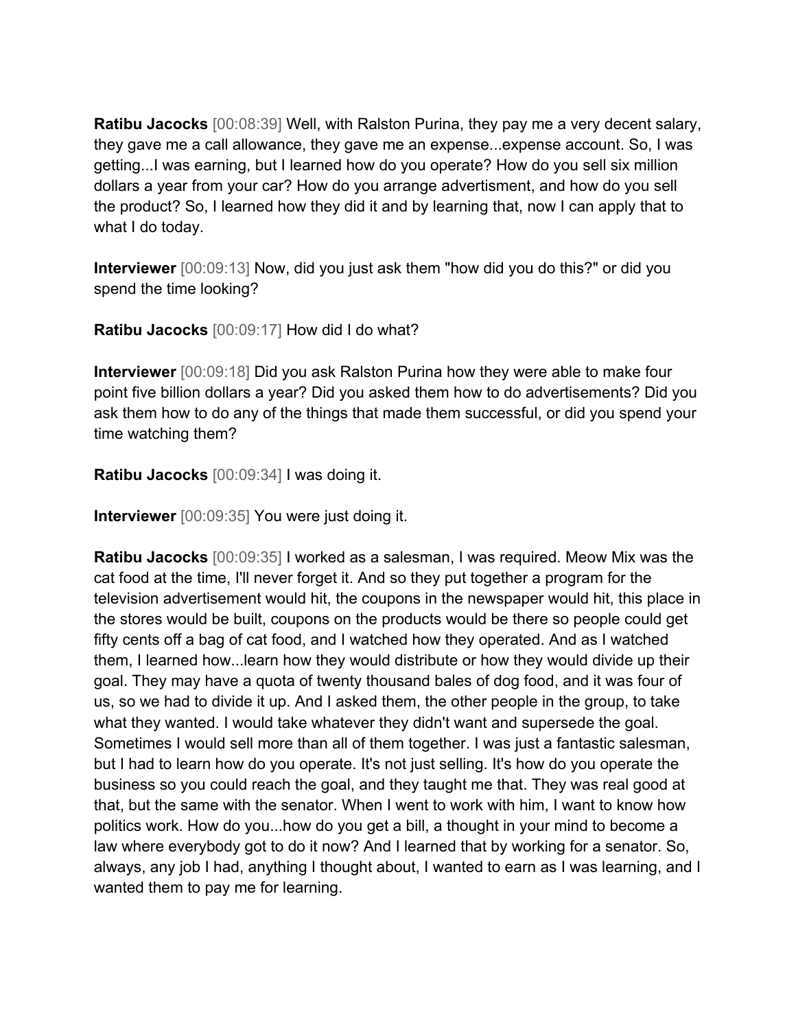**Ratibu Jacocks** [00:08:39] Well, with Ralston Purina, they pay me a very decent salary, they gave me a call allowance, they gave me an expense...expense account. So, I was getting...I was earning, but I learned how do you operate? How do you sell six million dollars a year from your car? How do you arrange advertisment, and how do you sell the product? So, I learned how they did it and by learning that, now I can apply that to what I do today.

**Interviewer** [00:09:13] Now, did you just ask them "how did you do this?" or did you spend the time looking?

**Ratibu Jacocks** [00:09:17] How did I do what?

**Interviewer** [00:09:18] Did you ask Ralston Purina how they were able to make four point five billion dollars a year? Did you asked them how to do advertisements? Did you ask them how to do any of the things that made them successful, or did you spend your time watching them?

**Ratibu Jacocks** [00:09:34] I was doing it.

**Interviewer** [00:09:35] You were just doing it.

**Ratibu Jacocks** [00:09:35] I worked as a salesman, I was required. Meow Mix was the cat food at the time, I'll never forget it. And so they put together a program for the television advertisement would hit, the coupons in the newspaper would hit, this place in the stores would be built, coupons on the products would be there so people could get fifty cents off a bag of cat food, and I watched how they operated. And as I watched them, I learned how...learn how they would distribute or how they would divide up their goal. They may have a quota of twenty thousand bales of dog food, and it was four of us, so we had to divide it up. And I asked them, the other people in the group, to take what they wanted. I would take whatever they didn't want and supersede the goal. Sometimes I would sell more than all of them together. I was just a fantastic salesman, but I had to learn how do you operate. It's not just selling. It's how do you operate the business so you could reach the goal, and they taught me that. They was real good at that, but the same with the senator. When I went to work with him, I want to know how politics work. How do you...how do you get a bill, a thought in your mind to become a law where everybody got to do it now? And I learned that by working for a senator. So, always, any job I had, anything I thought about, I wanted to earn as I was learning, and I wanted them to pay me for learning.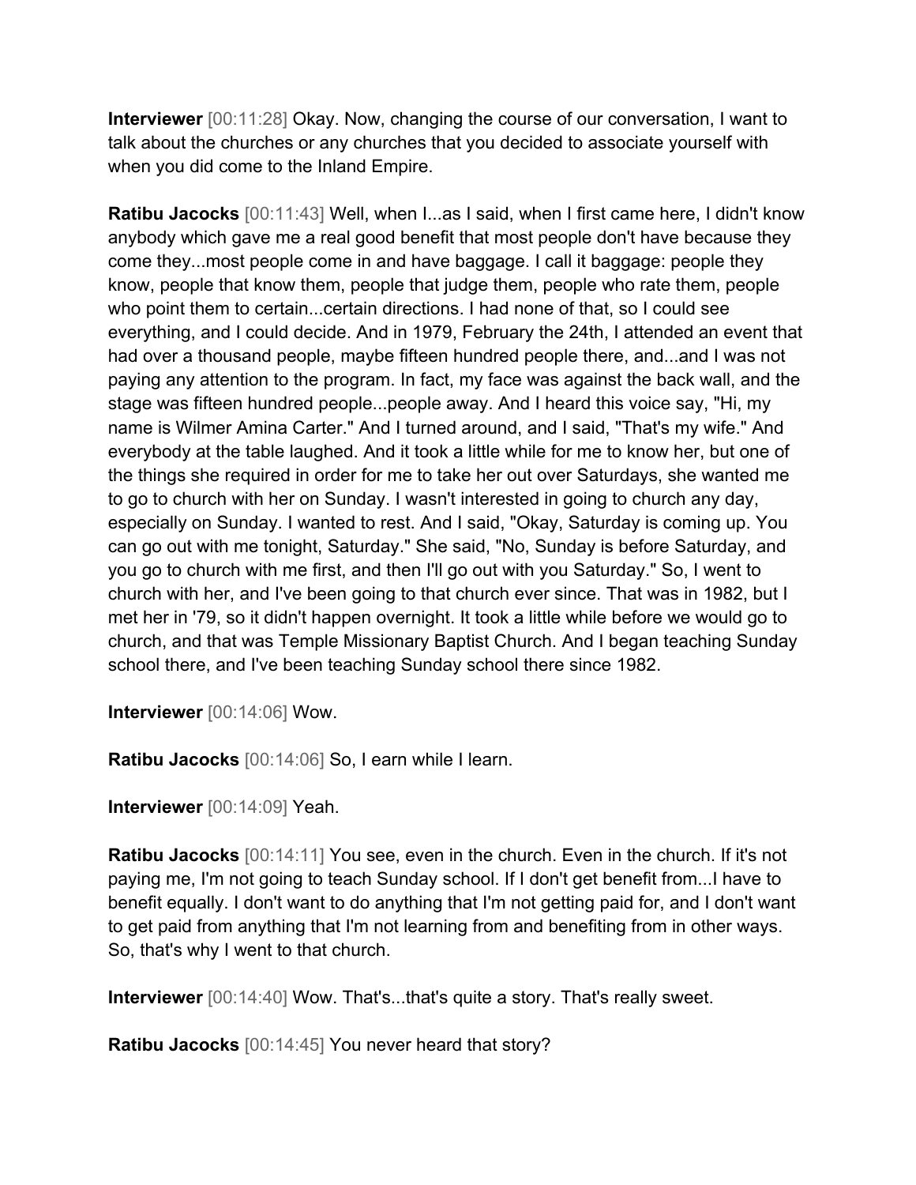**Interviewer** [00:11:28] Okay. Now, changing the course of our conversation, I want to talk about the churches or any churches that you decided to associate yourself with when you did come to the Inland Empire.

**Ratibu Jacocks** [00:11:43] Well, when I...as I said, when I first came here, I didn't know anybody which gave me a real good benefit that most people don't have because they come they...most people come in and have baggage. I call it baggage: people they know, people that know them, people that judge them, people who rate them, people who point them to certain...certain directions. I had none of that, so I could see everything, and I could decide. And in 1979, February the 24th, I attended an event that had over a thousand people, maybe fifteen hundred people there, and...and I was not paying any attention to the program. In fact, my face was against the back wall, and the stage was fifteen hundred people...people away. And I heard this voice say, "Hi, my name is Wilmer Amina Carter." And I turned around, and I said, "That's my wife." And everybody at the table laughed. And it took a little while for me to know her, but one of the things she required in order for me to take her out over Saturdays, she wanted me to go to church with her on Sunday. I wasn't interested in going to church any day, especially on Sunday. I wanted to rest. And I said, "Okay, Saturday is coming up. You can go out with me tonight, Saturday." She said, "No, Sunday is before Saturday, and you go to church with me first, and then I'll go out with you Saturday." So, I went to church with her, and I've been going to that church ever since. That was in 1982, but I met her in '79, so it didn't happen overnight. It took a little while before we would go to church, and that was Temple Missionary Baptist Church. And I began teaching Sunday school there, and I've been teaching Sunday school there since 1982.

**Interviewer** [00:14:06] Wow.

**Ratibu Jacocks** [00:14:06] So, I earn while I learn.

**Interviewer** [00:14:09] Yeah.

**Ratibu Jacocks** [00:14:11] You see, even in the church. Even in the church. If it's not paying me, I'm not going to teach Sunday school. If I don't get benefit from...I have to benefit equally. I don't want to do anything that I'm not getting paid for, and I don't want to get paid from anything that I'm not learning from and benefiting from in other ways. So, that's why I went to that church.

**Interviewer** [00:14:40] Wow. That's...that's quite a story. That's really sweet.

**Ratibu Jacocks** [00:14:45] You never heard that story?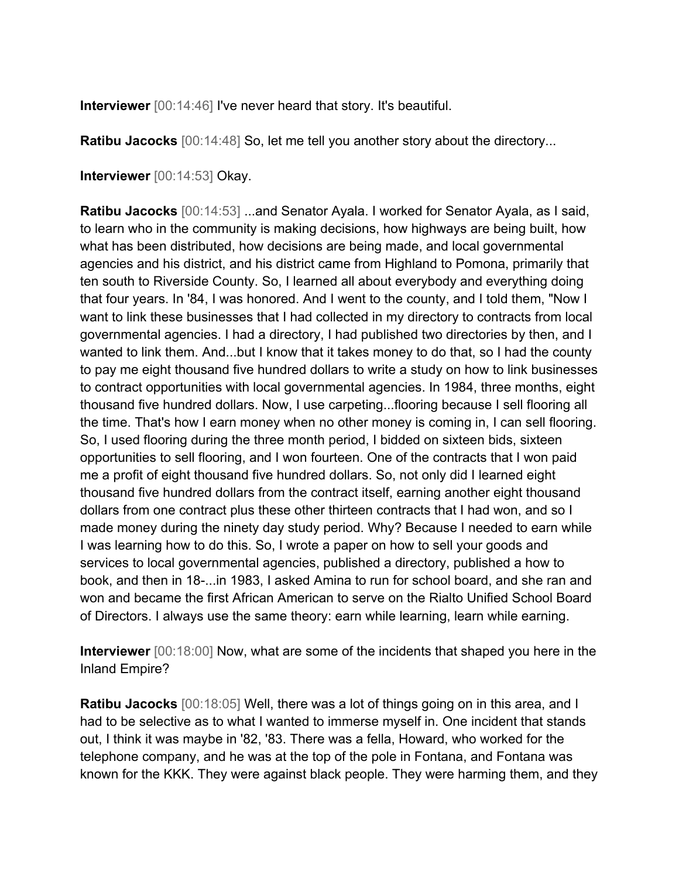**Interviewer** [00:14:46] I've never heard that story. It's beautiful.

**Ratibu Jacocks** [00:14:48] So, let me tell you another story about the directory...

**Interviewer** [00:14:53] Okay.

**Ratibu Jacocks** [00:14:53] ...and Senator Ayala. I worked for Senator Ayala, as I said, to learn who in the community is making decisions, how highways are being built, how what has been distributed, how decisions are being made, and local governmental agencies and his district, and his district came from Highland to Pomona, primarily that ten south to Riverside County. So, I learned all about everybody and everything doing that four years. In '84, I was honored. And I went to the county, and I told them, "Now I want to link these businesses that I had collected in my directory to contracts from local governmental agencies. I had a directory, I had published two directories by then, and I wanted to link them. And...but I know that it takes money to do that, so I had the county to pay me eight thousand five hundred dollars to write a study on how to link businesses to contract opportunities with local governmental agencies. In 1984, three months, eight thousand five hundred dollars. Now, I use carpeting...flooring because I sell flooring all the time. That's how I earn money when no other money is coming in, I can sell flooring. So, I used flooring during the three month period, I bidded on sixteen bids, sixteen opportunities to sell flooring, and I won fourteen. One of the contracts that I won paid me a profit of eight thousand five hundred dollars. So, not only did I learned eight thousand five hundred dollars from the contract itself, earning another eight thousand dollars from one contract plus these other thirteen contracts that I had won, and so I made money during the ninety day study period. Why? Because I needed to earn while I was learning how to do this. So, I wrote a paper on how to sell your goods and services to local governmental agencies, published a directory, published a how to book, and then in 18-...in 1983, I asked Amina to run for school board, and she ran and won and became the first African American to serve on the Rialto Unified School Board of Directors. I always use the same theory: earn while learning, learn while earning.

**Interviewer** [00:18:00] Now, what are some of the incidents that shaped you here in the Inland Empire?

**Ratibu Jacocks** [00:18:05] Well, there was a lot of things going on in this area, and I had to be selective as to what I wanted to immerse myself in. One incident that stands out, I think it was maybe in '82, '83. There was a fella, Howard, who worked for the telephone company, and he was at the top of the pole in Fontana, and Fontana was known for the KKK. They were against black people. They were harming them, and they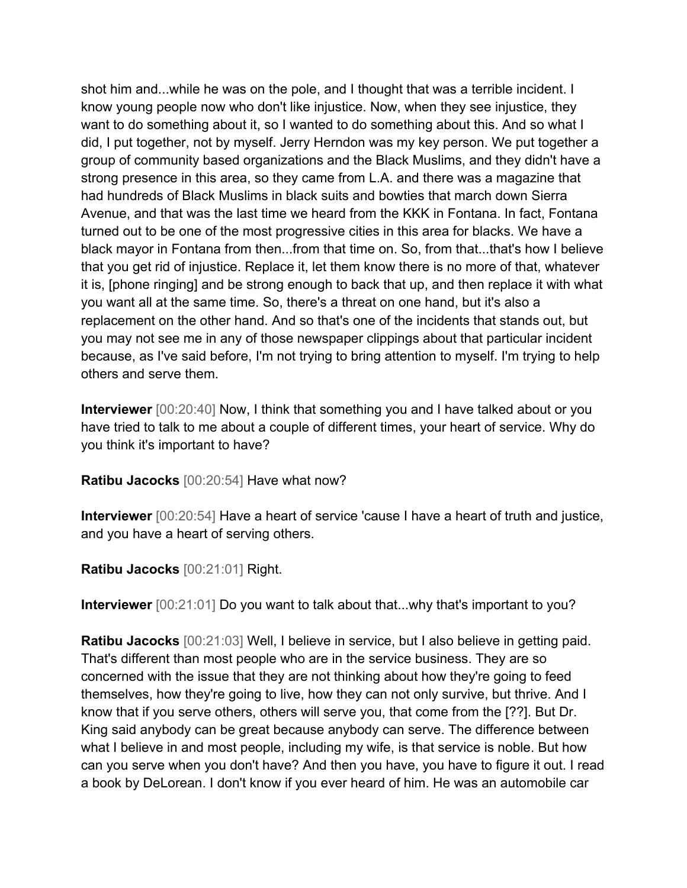shot him and...while he was on the pole, and I thought that was a terrible incident. I know young people now who don't like injustice. Now, when they see injustice, they want to do something about it, so I wanted to do something about this. And so what I did, I put together, not by myself. Jerry Herndon was my key person. We put together a group of community based organizations and the Black Muslims, and they didn't have a strong presence in this area, so they came from L.A. and there was a magazine that had hundreds of Black Muslims in black suits and bowties that march down Sierra Avenue, and that was the last time we heard from the KKK in Fontana. In fact, Fontana turned out to be one of the most progressive cities in this area for blacks. We have a black mayor in Fontana from then...from that time on. So, from that...that's how I believe that you get rid of injustice. Replace it, let them know there is no more of that, whatever it is, [phone ringing] and be strong enough to back that up, and then replace it with what you want all at the same time. So, there's a threat on one hand, but it's also a replacement on the other hand. And so that's one of the incidents that stands out, but you may not see me in any of those newspaper clippings about that particular incident because, as I've said before, I'm not trying to bring attention to myself. I'm trying to help others and serve them.

**Interviewer** [00:20:40] Now, I think that something you and I have talked about or you have tried to talk to me about a couple of different times, your heart of service. Why do you think it's important to have?

**Ratibu Jacocks** [00:20:54] Have what now?

**Interviewer** [00:20:54] Have a heart of service 'cause I have a heart of truth and justice, and you have a heart of serving others.

**Ratibu Jacocks** [00:21:01] Right.

**Interviewer** [00:21:01] Do you want to talk about that...why that's important to you?

**Ratibu Jacocks** [00:21:03] Well, I believe in service, but I also believe in getting paid. That's different than most people who are in the service business. They are so concerned with the issue that they are not thinking about how they're going to feed themselves, how they're going to live, how they can not only survive, but thrive. And I know that if you serve others, others will serve you, that come from the [??]. But Dr. King said anybody can be great because anybody can serve. The difference between what I believe in and most people, including my wife, is that service is noble. But how can you serve when you don't have? And then you have, you have to figure it out. I read a book by DeLorean. I don't know if you ever heard of him. He was an automobile car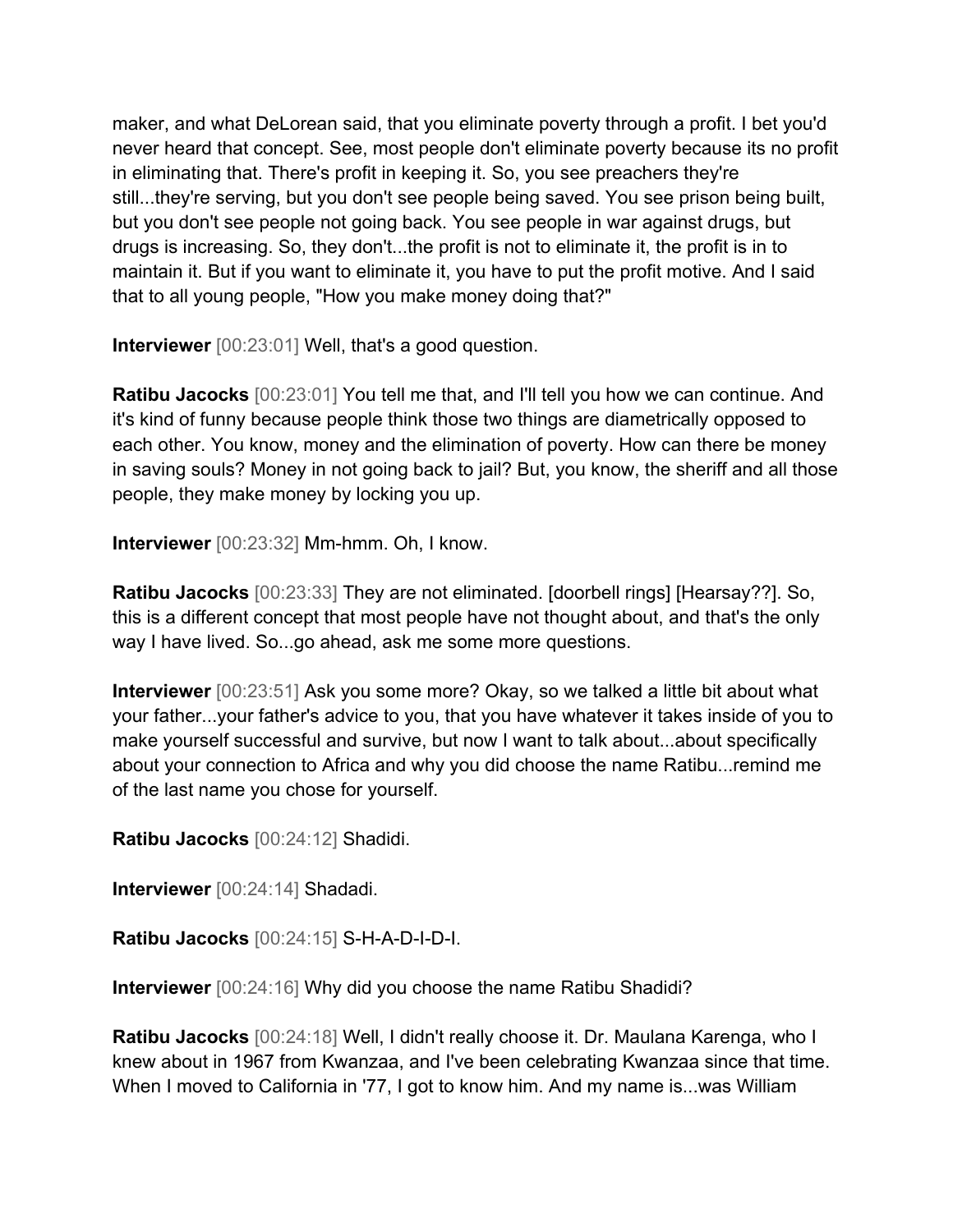maker, and what DeLorean said, that you eliminate poverty through a profit. I bet you'd never heard that concept. See, most people don't eliminate poverty because its no profit in eliminating that. There's profit in keeping it. So, you see preachers they're still...they're serving, but you don't see people being saved. You see prison being built, but you don't see people not going back. You see people in war against drugs, but drugs is increasing. So, they don't...the profit is not to eliminate it, the profit is in to maintain it. But if you want to eliminate it, you have to put the profit motive. And I said that to all young people, "How you make money doing that?"

**Interviewer** [00:23:01] Well, that's a good question.

**Ratibu Jacocks** [00:23:01] You tell me that, and I'll tell you how we can continue. And it's kind of funny because people think those two things are diametrically opposed to each other. You know, money and the elimination of poverty. How can there be money in saving souls? Money in not going back to jail? But, you know, the sheriff and all those people, they make money by locking you up.

**Interviewer** [00:23:32] Mm-hmm. Oh, I know.

**Ratibu Jacocks** [00:23:33] They are not eliminated. [doorbell rings] [Hearsay??]. So, this is a different concept that most people have not thought about, and that's the only way I have lived. So...go ahead, ask me some more questions.

**Interviewer** [00:23:51] Ask you some more? Okay, so we talked a little bit about what your father...your father's advice to you, that you have whatever it takes inside of you to make yourself successful and survive, but now I want to talk about...about specifically about your connection to Africa and why you did choose the name Ratibu...remind me of the last name you chose for yourself.

**Ratibu Jacocks** [00:24:12] Shadidi.

**Interviewer** [00:24:14] Shadadi.

**Ratibu Jacocks** [00:24:15] S-H-A-D-I-D-I.

**Interviewer** [00:24:16] Why did you choose the name Ratibu Shadidi?

**Ratibu Jacocks** [00:24:18] Well, I didn't really choose it. Dr. Maulana Karenga, who I knew about in 1967 from Kwanzaa, and I've been celebrating Kwanzaa since that time. When I moved to California in '77, I got to know him. And my name is...was William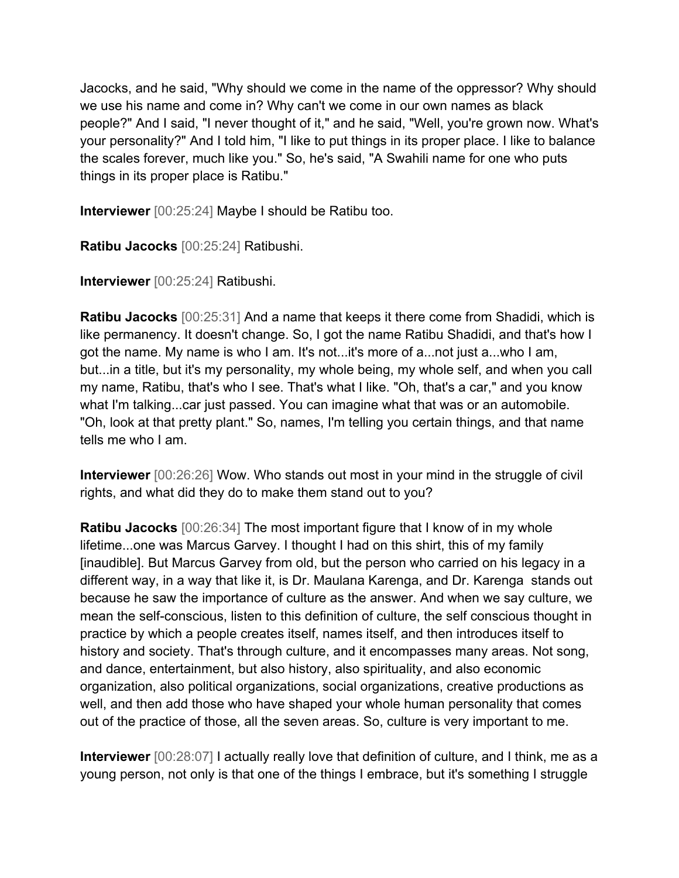Jacocks, and he said, "Why should we come in the name of the oppressor? Why should we use his name and come in? Why can't we come in our own names as black people?" And I said, "I never thought of it," and he said, "Well, you're grown now. What's your personality?" And I told him, "I like to put things in its proper place. I like to balance the scales forever, much like you." So, he's said, "A Swahili name for one who puts things in its proper place is Ratibu."

**Interviewer** [00:25:24] Maybe I should be Ratibu too.

**Ratibu Jacocks** [00:25:24] Ratibushi.

**Interviewer** [00:25:24] Ratibushi.

**Ratibu Jacocks** [00:25:31] And a name that keeps it there come from Shadidi, which is like permanency. It doesn't change. So, I got the name Ratibu Shadidi, and that's how I got the name. My name is who I am. It's not...it's more of a...not just a...who I am, but...in a title, but it's my personality, my whole being, my whole self, and when you call my name, Ratibu, that's who I see. That's what I like. "Oh, that's a car," and you know what I'm talking...car just passed. You can imagine what that was or an automobile. "Oh, look at that pretty plant." So, names, I'm telling you certain things, and that name tells me who I am.

**Interviewer** [00:26:26] Wow. Who stands out most in your mind in the struggle of civil rights, and what did they do to make them stand out to you?

**Ratibu Jacocks** [00:26:34] The most important figure that I know of in my whole lifetime...one was Marcus Garvey. I thought I had on this shirt, this of my family [inaudible]. But Marcus Garvey from old, but the person who carried on his legacy in a different way, in a way that like it, is Dr. Maulana Karenga, and Dr. Karenga stands out because he saw the importance of culture as the answer. And when we say culture, we mean the self-conscious, listen to this definition of culture, the self conscious thought in practice by which a people creates itself, names itself, and then introduces itself to history and society. That's through culture, and it encompasses many areas. Not song, and dance, entertainment, but also history, also spirituality, and also economic organization, also political organizations, social organizations, creative productions as well, and then add those who have shaped your whole human personality that comes out of the practice of those, all the seven areas. So, culture is very important to me.

**Interviewer** [00:28:07] I actually really love that definition of culture, and I think, me as a young person, not only is that one of the things I embrace, but it's something I struggle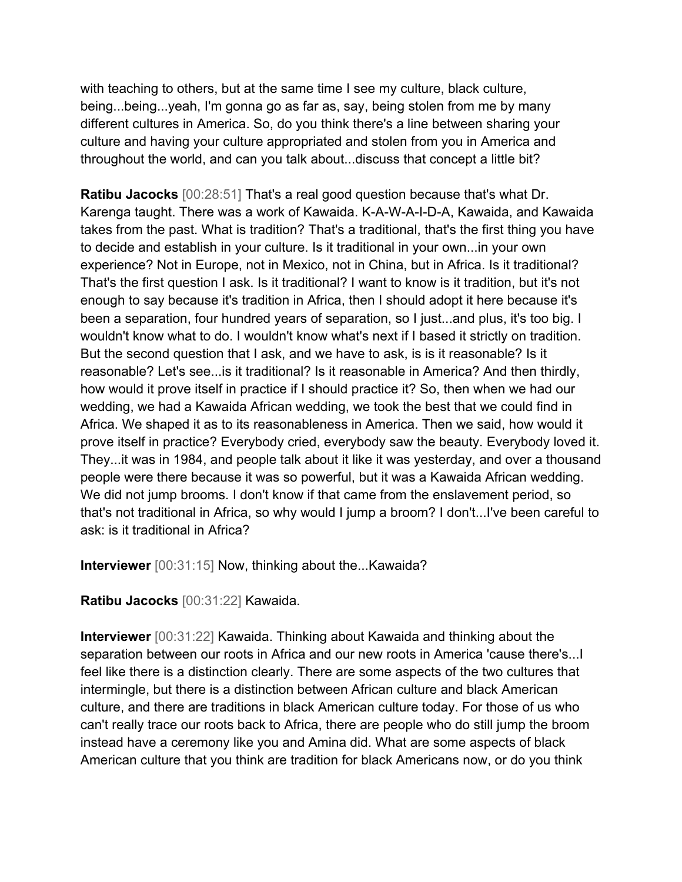with teaching to others, but at the same time I see my culture, black culture, being...being...yeah, I'm gonna go as far as, say, being stolen from me by many different cultures in America. So, do you think there's a line between sharing your culture and having your culture appropriated and stolen from you in America and throughout the world, and can you talk about...discuss that concept a little bit?

**Ratibu Jacocks** [00:28:51] That's a real good question because that's what Dr. Karenga taught. There was a work of Kawaida. K-A-W-A-I-D-A, Kawaida, and Kawaida takes from the past. What is tradition? That's a traditional, that's the first thing you have to decide and establish in your culture. Is it traditional in your own...in your own experience? Not in Europe, not in Mexico, not in China, but in Africa. Is it traditional? That's the first question I ask. Is it traditional? I want to know is it tradition, but it's not enough to say because it's tradition in Africa, then I should adopt it here because it's been a separation, four hundred years of separation, so I just...and plus, it's too big. I wouldn't know what to do. I wouldn't know what's next if I based it strictly on tradition. But the second question that I ask, and we have to ask, is is it reasonable? Is it reasonable? Let's see...is it traditional? Is it reasonable in America? And then thirdly, how would it prove itself in practice if I should practice it? So, then when we had our wedding, we had a Kawaida African wedding, we took the best that we could find in Africa. We shaped it as to its reasonableness in America. Then we said, how would it prove itself in practice? Everybody cried, everybody saw the beauty. Everybody loved it. They...it was in 1984, and people talk about it like it was yesterday, and over a thousand people were there because it was so powerful, but it was a Kawaida African wedding. We did not jump brooms. I don't know if that came from the enslavement period, so that's not traditional in Africa, so why would I jump a broom? I don't...I've been careful to ask: is it traditional in Africa?

**Interviewer** [00:31:15] Now, thinking about the...Kawaida?

**Ratibu Jacocks** [00:31:22] Kawaida.

**Interviewer** [00:31:22] Kawaida. Thinking about Kawaida and thinking about the separation between our roots in Africa and our new roots in America 'cause there's...I feel like there is a distinction clearly. There are some aspects of the two cultures that intermingle, but there is a distinction between African culture and black American culture, and there are traditions in black American culture today. For those of us who can't really trace our roots back to Africa, there are people who do still jump the broom instead have a ceremony like you and Amina did. What are some aspects of black American culture that you think are tradition for black Americans now, or do you think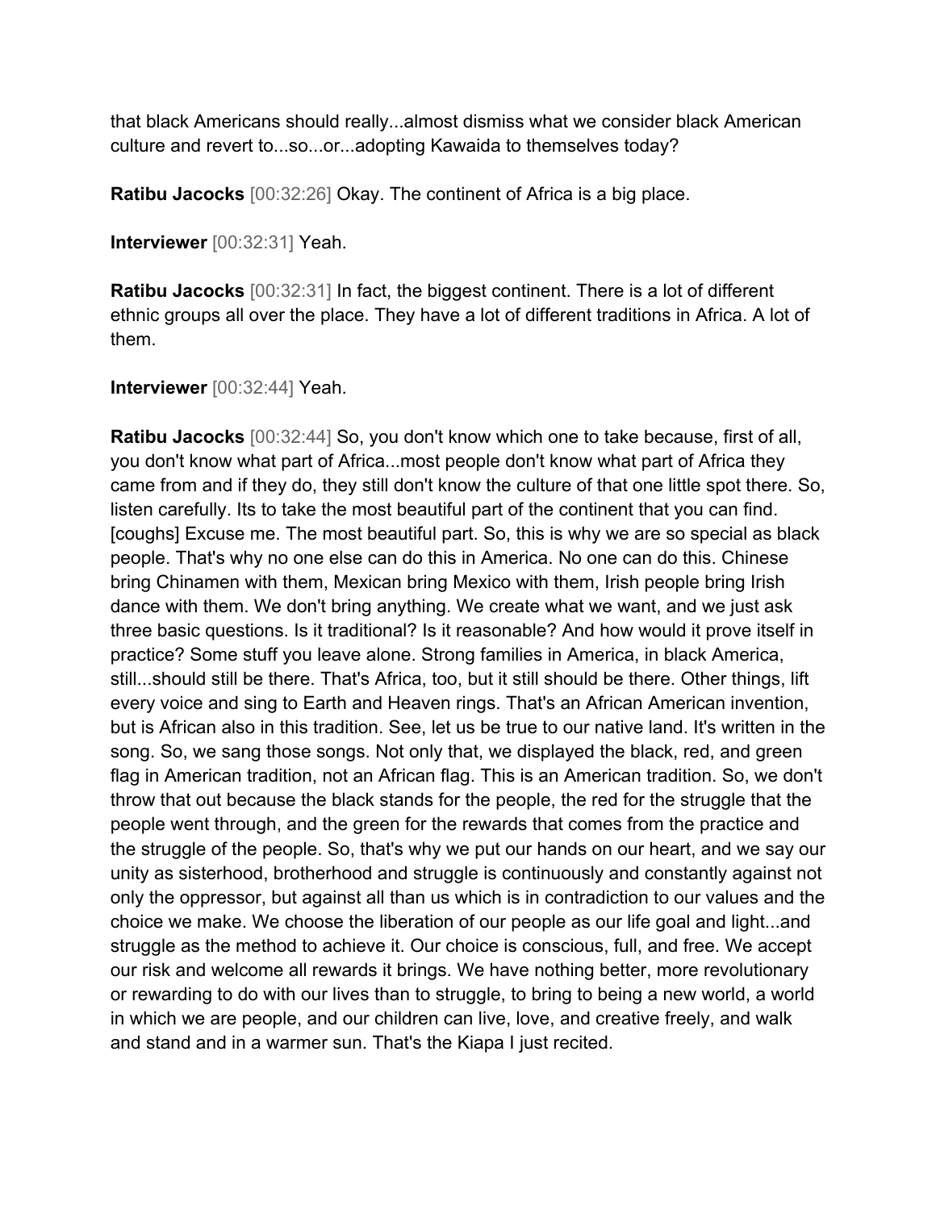that black Americans should really...almost dismiss what we consider black American culture and revert to...so...or...adopting Kawaida to themselves today?

**Ratibu Jacocks** [00:32:26] Okay. The continent of Africa is a big place.

**Interviewer** [00:32:31] Yeah.

**Ratibu Jacocks** [00:32:31] In fact, the biggest continent. There is a lot of different ethnic groups all over the place. They have a lot of different traditions in Africa. A lot of them.

**Interviewer** [00:32:44] Yeah.

**Ratibu Jacocks** [00:32:44] So, you don't know which one to take because, first of all, you don't know what part of Africa...most people don't know what part of Africa they came from and if they do, they still don't know the culture of that one little spot there. So, listen carefully. Its to take the most beautiful part of the continent that you can find. [coughs] Excuse me. The most beautiful part. So, this is why we are so special as black people. That's why no one else can do this in America. No one can do this. Chinese bring Chinamen with them, Mexican bring Mexico with them, Irish people bring Irish dance with them. We don't bring anything. We create what we want, and we just ask three basic questions. Is it traditional? Is it reasonable? And how would it prove itself in practice? Some stuff you leave alone. Strong families in America, in black America, still...should still be there. That's Africa, too, but it still should be there. Other things, lift every voice and sing to Earth and Heaven rings. That's an African American invention, but is African also in this tradition. See, let us be true to our native land. It's written in the song. So, we sang those songs. Not only that, we displayed the black, red, and green flag in American tradition, not an African flag. This is an American tradition. So, we don't throw that out because the black stands for the people, the red for the struggle that the people went through, and the green for the rewards that comes from the practice and the struggle of the people. So, that's why we put our hands on our heart, and we say our unity as sisterhood, brotherhood and struggle is continuously and constantly against not only the oppressor, but against all than us which is in contradiction to our values and the choice we make. We choose the liberation of our people as our life goal and light...and struggle as the method to achieve it. Our choice is conscious, full, and free. We accept our risk and welcome all rewards it brings. We have nothing better, more revolutionary or rewarding to do with our lives than to struggle, to bring to being a new world, a world in which we are people, and our children can live, love, and creative freely, and walk and stand and in a warmer sun. That's the Kiapa I just recited.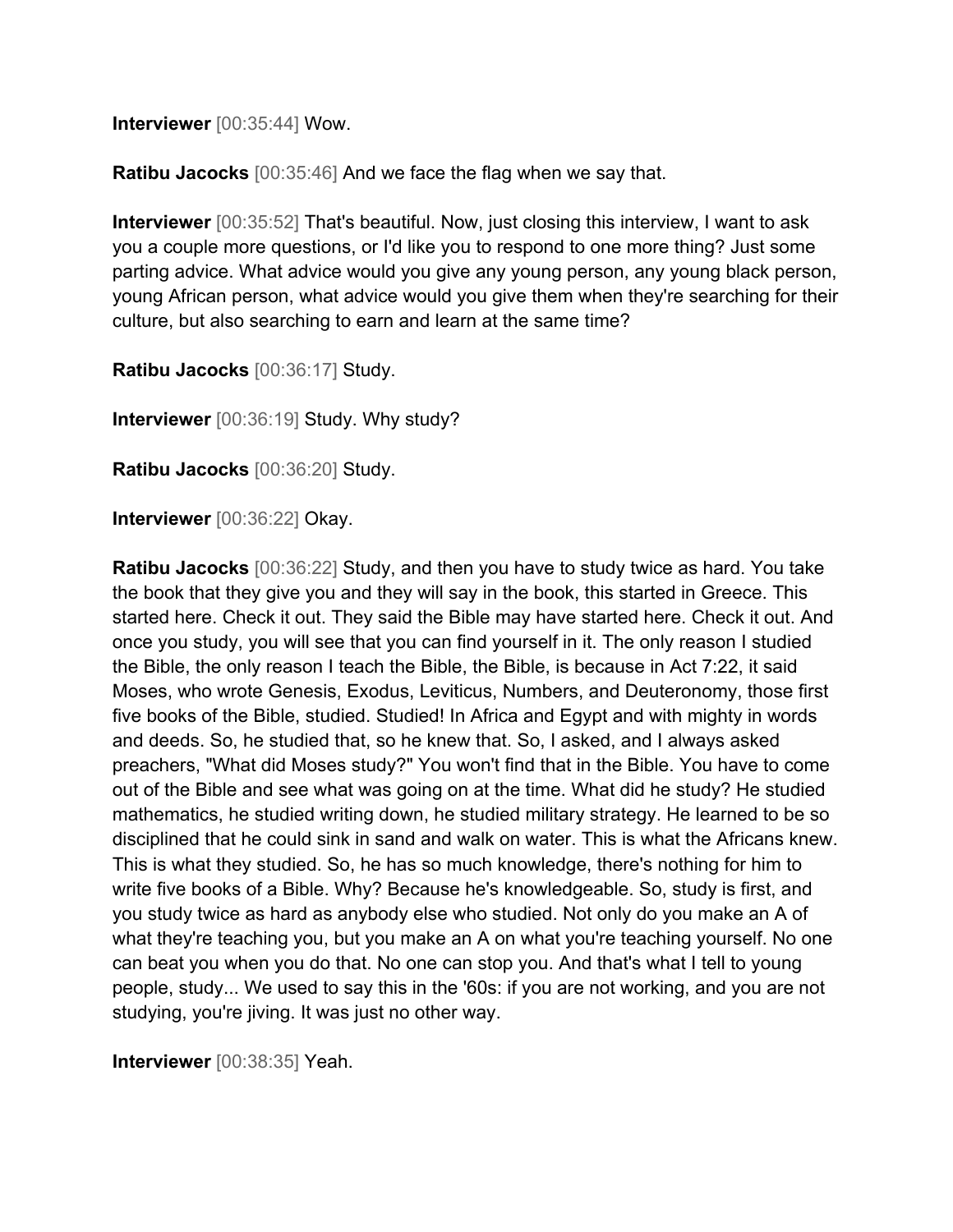**Interviewer** [00:35:44] Wow.

**Ratibu Jacocks** [00:35:46] And we face the flag when we say that.

**Interviewer** [00:35:52] That's beautiful. Now, just closing this interview, I want to ask you a couple more questions, or I'd like you to respond to one more thing? Just some parting advice. What advice would you give any young person, any young black person, young African person, what advice would you give them when they're searching for their culture, but also searching to earn and learn at the same time?

**Ratibu Jacocks** [00:36:17] Study.

**Interviewer** [00:36:19] Study. Why study?

**Ratibu Jacocks** [00:36:20] Study.

**Interviewer** [00:36:22] Okay.

**Ratibu Jacocks** [00:36:22] Study, and then you have to study twice as hard. You take the book that they give you and they will say in the book, this started in Greece. This started here. Check it out. They said the Bible may have started here. Check it out. And once you study, you will see that you can find yourself in it. The only reason I studied the Bible, the only reason I teach the Bible, the Bible, is because in Act 7:22, it said Moses, who wrote Genesis, Exodus, Leviticus, Numbers, and Deuteronomy, those first five books of the Bible, studied. Studied! In Africa and Egypt and with mighty in words and deeds. So, he studied that, so he knew that. So, I asked, and I always asked preachers, "What did Moses study?" You won't find that in the Bible. You have to come out of the Bible and see what was going on at the time. What did he study? He studied mathematics, he studied writing down, he studied military strategy. He learned to be so disciplined that he could sink in sand and walk on water. This is what the Africans knew. This is what they studied. So, he has so much knowledge, there's nothing for him to write five books of a Bible. Why? Because he's knowledgeable. So, study is first, and you study twice as hard as anybody else who studied. Not only do you make an A of what they're teaching you, but you make an A on what you're teaching yourself. No one can beat you when you do that. No one can stop you. And that's what I tell to young people, study... We used to say this in the '60s: if you are not working, and you are not studying, you're jiving. It was just no other way.

**Interviewer** [00:38:35] Yeah.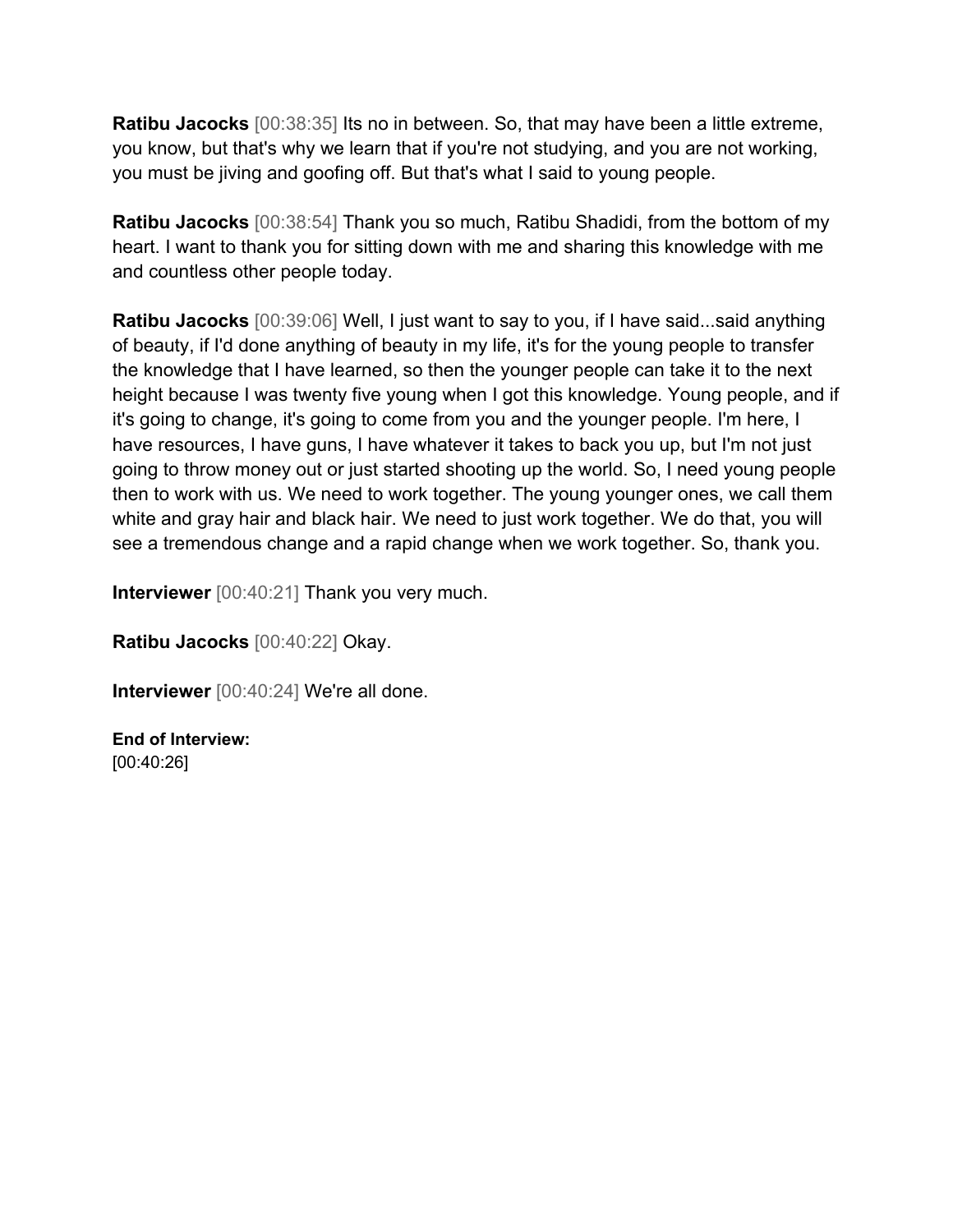**Ratibu Jacocks** [00:38:35] Its no in between. So, that may have been a little extreme, you know, but that's why we learn that if you're not studying, and you are not working, you must be jiving and goofing off. But that's what I said to young people.

**Ratibu Jacocks** [00:38:54] Thank you so much, Ratibu Shadidi, from the bottom of my heart. I want to thank you for sitting down with me and sharing this knowledge with me and countless other people today.

**Ratibu Jacocks** [00:39:06] Well, I just want to say to you, if I have said...said anything of beauty, if I'd done anything of beauty in my life, it's for the young people to transfer the knowledge that I have learned, so then the younger people can take it to the next height because I was twenty five young when I got this knowledge. Young people, and if it's going to change, it's going to come from you and the younger people. I'm here, I have resources, I have guns, I have whatever it takes to back you up, but I'm not just going to throw money out or just started shooting up the world. So, I need young people then to work with us. We need to work together. The young younger ones, we call them white and gray hair and black hair. We need to just work together. We do that, you will see a tremendous change and a rapid change when we work together. So, thank you.

**Interviewer** [00:40:21] Thank you very much.

**Ratibu Jacocks** [00:40:22] Okay.

**Interviewer** [00:40:24] We're all done.

**End of Interview:**
[00:40:26]